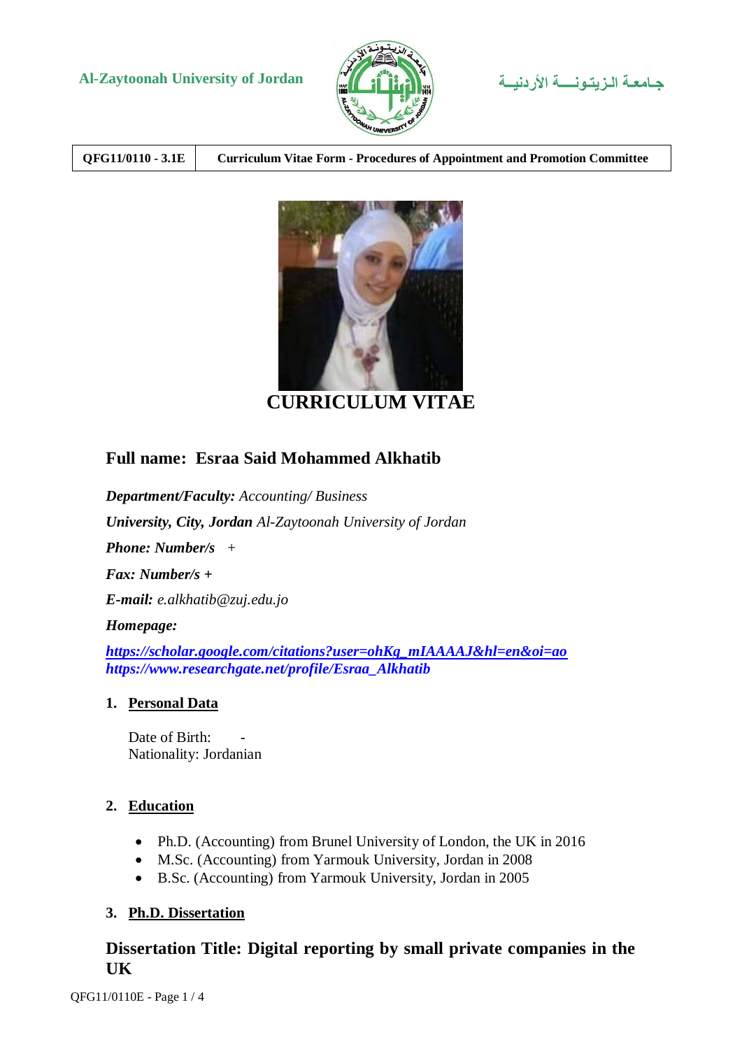Al-Zaytoonah University of Jordan جـامعـة الـزيـتـونـــة الأردنيـــة

| QFG11/0110 - 3.1E | Curriculum Vitae Form - Procedures of Appointment and Promotion Committee |
| --- | --- |

# CURRICULUM VITAE

## Full name: Esraa Said Mohammed Alkhatib

***Department/Faculty:*** *Accounting/ Business*

***University, City, Jordan*** *Al-Zaytoonah University of Jordan*

***Phone: Number/s*** *+*

***Fax: Number/s +***

***E-mail:*** *e.alkhatib@zuj.edu.jo*

***Homepage:***

***https://scholar.google.com/citations?user=ohKg_mIAAAAJ&hl=en&oi=ao***
***https://www.researchgate.net/profile/Esraa_Alkhatib***

### 1. Personal Data

Date of Birth: -
Nationality: Jordanian

### 2. Education

- Ph.D. (Accounting) from Brunel University of London, the UK in 2016
- M.Sc. (Accounting) from Yarmouk University, Jordan in 2008
- B.Sc. (Accounting) from Yarmouk University, Jordan in 2005

### 3. Ph.D. Dissertation

## Dissertation Title: Digital reporting by small private companies in the UK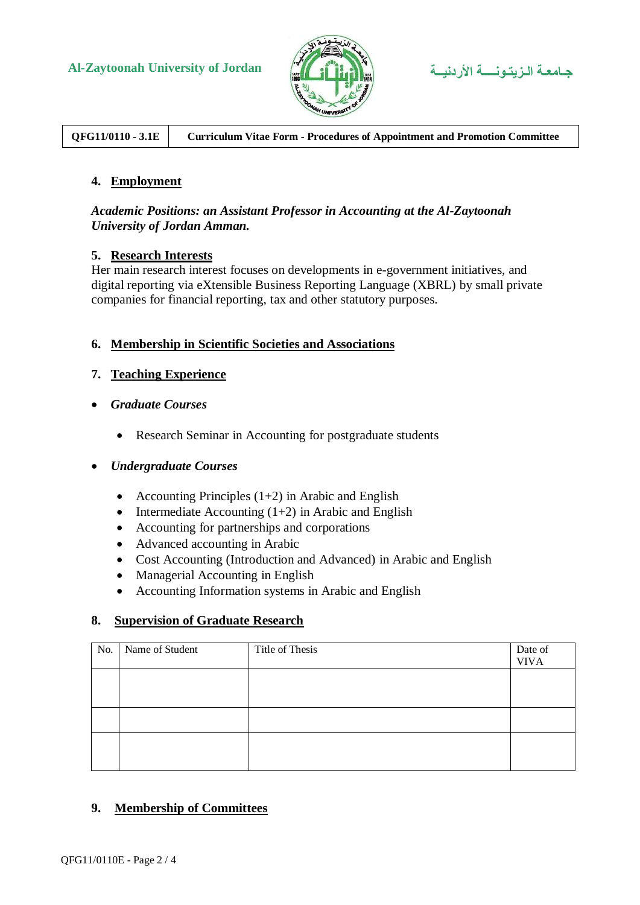## 4. Employment

***Academic Positions: an Assistant Professor in Accounting at the Al-Zaytoonah University of Jordan Amman.***

## 5. Research Interests

Her main research interest focuses on developments in e-government initiatives, and digital reporting via eXtensible Business Reporting Language (XBRL) by small private companies for financial reporting, tax and other statutory purposes.

## 6. Membership in Scientific Societies and Associations

## 7. Teaching Experience

- ***Graduate Courses***
  - Research Seminar in Accounting for postgraduate students
- ***Undergraduate Courses***
  - Accounting Principles (1+2) in Arabic and English
  - Intermediate Accounting (1+2) in Arabic and English
  - Accounting for partnerships and corporations
  - Advanced accounting in Arabic
  - Cost Accounting (Introduction and Advanced) in Arabic and English
  - Managerial Accounting in English
  - Accounting Information systems in Arabic and English

## 8. Supervision of Graduate Research

| No. | Name of Student | Title of Thesis | Date of VIVA |
|---|---|---|---|
| | | | |
| | | | |
| | | | |

## 9. Membership of Committees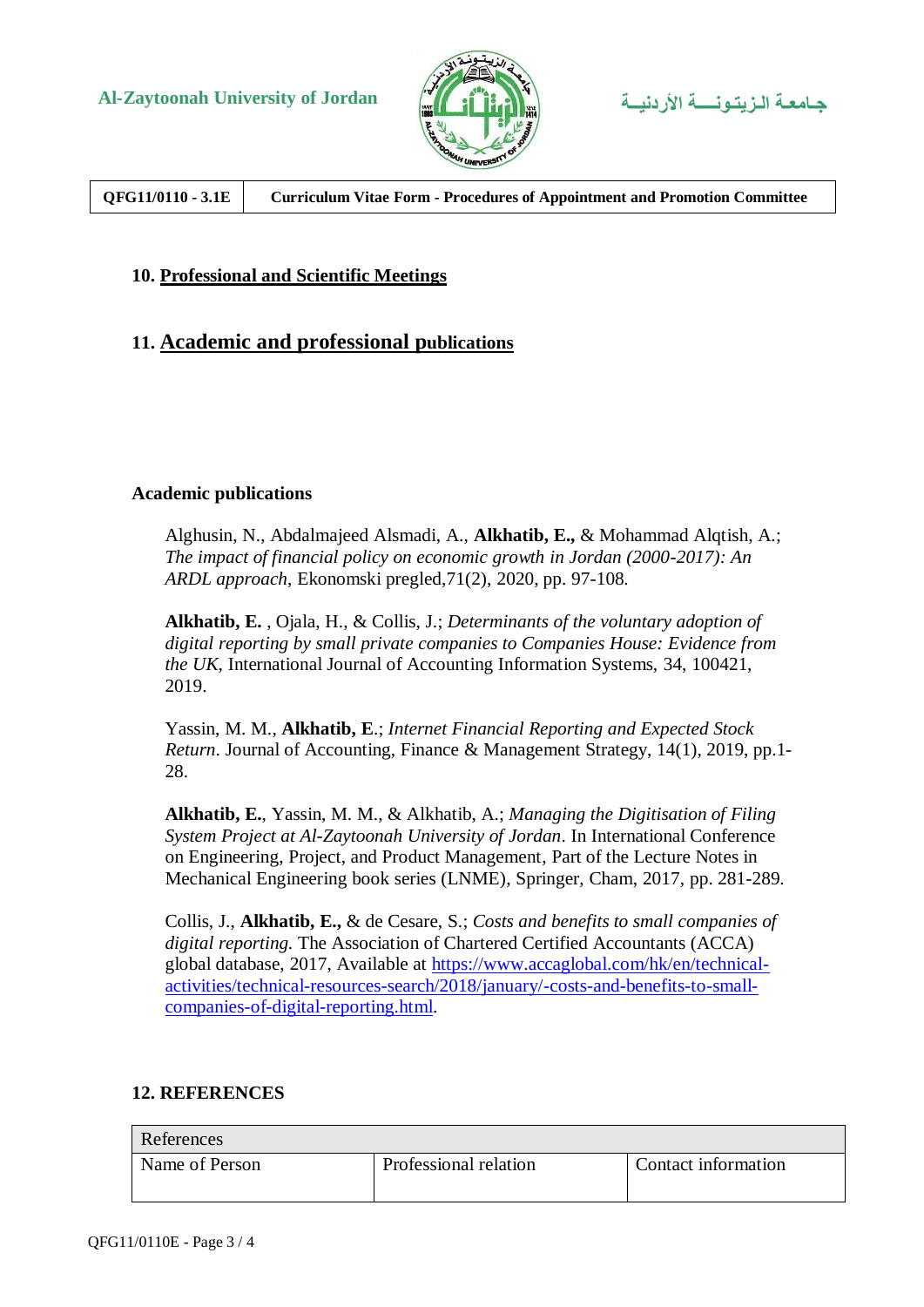## 10. Professional and Scientific Meetings

## 11. Academic and professional publications

**Academic publications**

Alghusin, N., Abdalmajeed Alsmadi, A., **Alkhatib, E.,** & Mohammad Alqtish, A.; *The impact of financial policy on economic growth in Jordan (2000-2017): An ARDL approach*, Ekonomski pregled,71(2), 2020, pp. 97-108.

**Alkhatib, E.** , Ojala, H., & Collis, J.; *Determinants of the voluntary adoption of digital reporting by small private companies to Companies House: Evidence from the UK*, International Journal of Accounting Information Systems, 34, 100421, 2019.

Yassin, M. M., **Alkhatib, E**.; *Internet Financial Reporting and Expected Stock Return*. Journal of Accounting, Finance & Management Strategy, 14(1), 2019, pp.1-28.

**Alkhatib, E.**, Yassin, M. M., & Alkhatib, A.; *Managing the Digitisation of Filing System Project at Al-Zaytoonah University of Jordan*. In International Conference on Engineering, Project, and Product Management, Part of the Lecture Notes in Mechanical Engineering book series (LNME), Springer, Cham, 2017, pp. 281-289.

Collis, J., **Alkhatib, E.,** & de Cesare, S.; *Costs and benefits to small companies of digital reporting.* The Association of Chartered Certified Accountants (ACCA) global database, 2017, Available at https://www.accaglobal.com/hk/en/technical-activities/technical-resources-search/2018/january/-costs-and-benefits-to-small-companies-of-digital-reporting.html.

## 12. REFERENCES

| References | | |
|---|---|---|
| Name of Person | Professional relation | Contact information |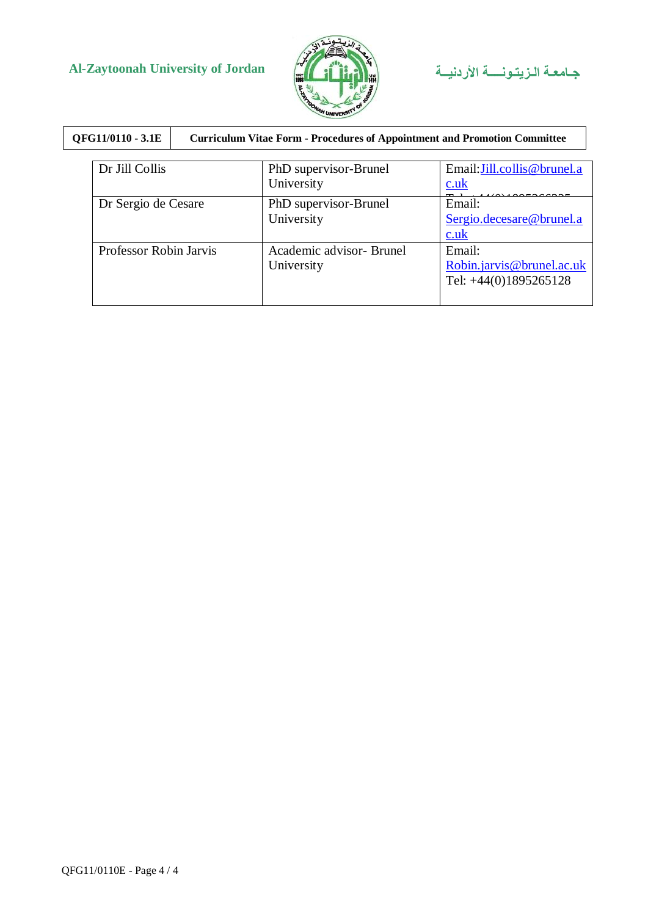| | | |
|---|---|---|
| Dr Jill Collis | PhD supervisor-Brunel University | Email:Jill.collis@brunel.ac.uk |
| Dr Sergio de Cesare | PhD supervisor-Brunel University | Email: Sergio.decesare@brunel.ac.uk |
| Professor Robin Jarvis | Academic advisor- Brunel University | Email: Robin.jarvis@brunel.ac.uk Tel: +44(0)1895265128 |